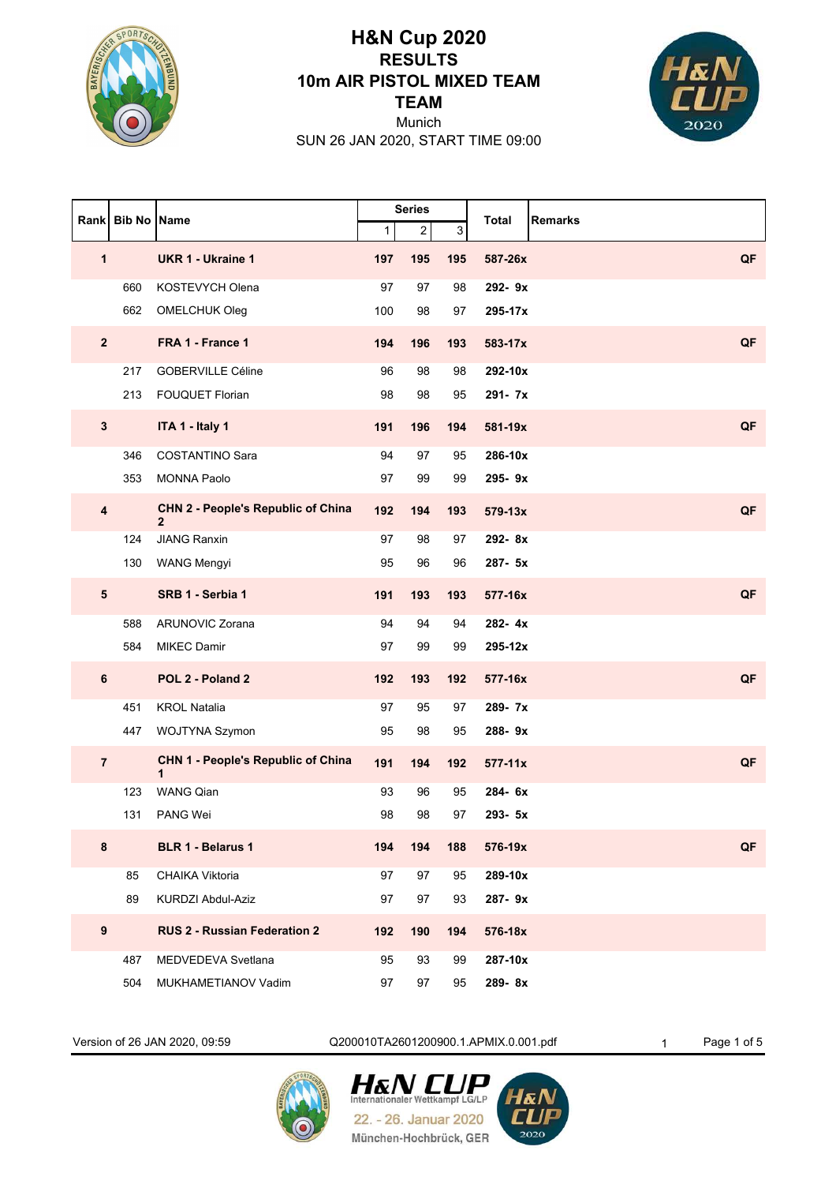# H&N Cup 2020

## RESULTS

## 10m AIR PISTOL MIXED TEAM

## TEAM

Munich

SUN 26 JAN 2020, START TIME 09:00

| Rank | Bib No | Name | Series 1 | Series 2 | Series 3 | Total | Remarks |
|---|---|---|---|---|---|---|---|
| **1** | | **UKR 1 - Ukraine 1** | **197** | **195** | **195** | **587-26x** | **QF** |
| | 660 | KOSTEVYCH Olena | 97 | 97 | 98 | **292- 9x** | |
| | 662 | OMELCHUK Oleg | 100 | 98 | 97 | **295-17x** | |
| **2** | | **FRA 1 - France 1** | **194** | **196** | **193** | **583-17x** | **QF** |
| | 217 | GOBERVILLE Céline | 96 | 98 | 98 | **292-10x** | |
| | 213 | FOUQUET Florian | 98 | 98 | 95 | **291- 7x** | |
| **3** | | **ITA 1 - Italy 1** | **191** | **196** | **194** | **581-19x** | **QF** |
| | 346 | COSTANTINO Sara | 94 | 97 | 95 | **286-10x** | |
| | 353 | MONNA Paolo | 97 | 99 | 99 | **295- 9x** | |
| **4** | | **CHN 2 - People's Republic of China 2** | **192** | **194** | **193** | **579-13x** | **QF** |
| | 124 | JIANG Ranxin | 97 | 98 | 97 | **292- 8x** | |
| | 130 | WANG Mengyi | 95 | 96 | 96 | **287- 5x** | |
| **5** | | **SRB 1 - Serbia 1** | **191** | **193** | **193** | **577-16x** | **QF** |
| | 588 | ARUNOVIC Zorana | 94 | 94 | 94 | **282- 4x** | |
| | 584 | MIKEC Damir | 97 | 99 | 99 | **295-12x** | |
| **6** | | **POL 2 - Poland 2** | **192** | **193** | **192** | **577-16x** | **QF** |
| | 451 | KROL Natalia | 97 | 95 | 97 | **289- 7x** | |
| | 447 | WOJTYNA Szymon | 95 | 98 | 95 | **288- 9x** | |
| **7** | | **CHN 1 - People's Republic of China 1** | **191** | **194** | **192** | **577-11x** | **QF** |
| | 123 | WANG Qian | 93 | 96 | 95 | **284- 6x** | |
| | 131 | PANG Wei | 98 | 98 | 97 | **293- 5x** | |
| **8** | | **BLR 1 - Belarus 1** | **194** | **194** | **188** | **576-19x** | **QF** |
| | 85 | CHAIKA Viktoria | 97 | 97 | 95 | **289-10x** | |
| | 89 | KURDZI Abdul-Aziz | 97 | 97 | 93 | **287- 9x** | |
| **9** | | **RUS 2 - Russian Federation 2** | **192** | **190** | **194** | **576-18x** | |
| | 487 | MEDVEDEVA Svetlana | 95 | 93 | 99 | **287-10x** | |
| | 504 | MUKHAMETIANOV Vadim | 97 | 97 | 95 | **289- 8x** | |

Version of 26 JAN 2020, 09:59 Q200010TA2601200900.1.APMIX.0.001.pdf

H&N CUP Internationaler Wettkampf LG/LP 22. - 26. Januar 2020 München-Hochbrück, GER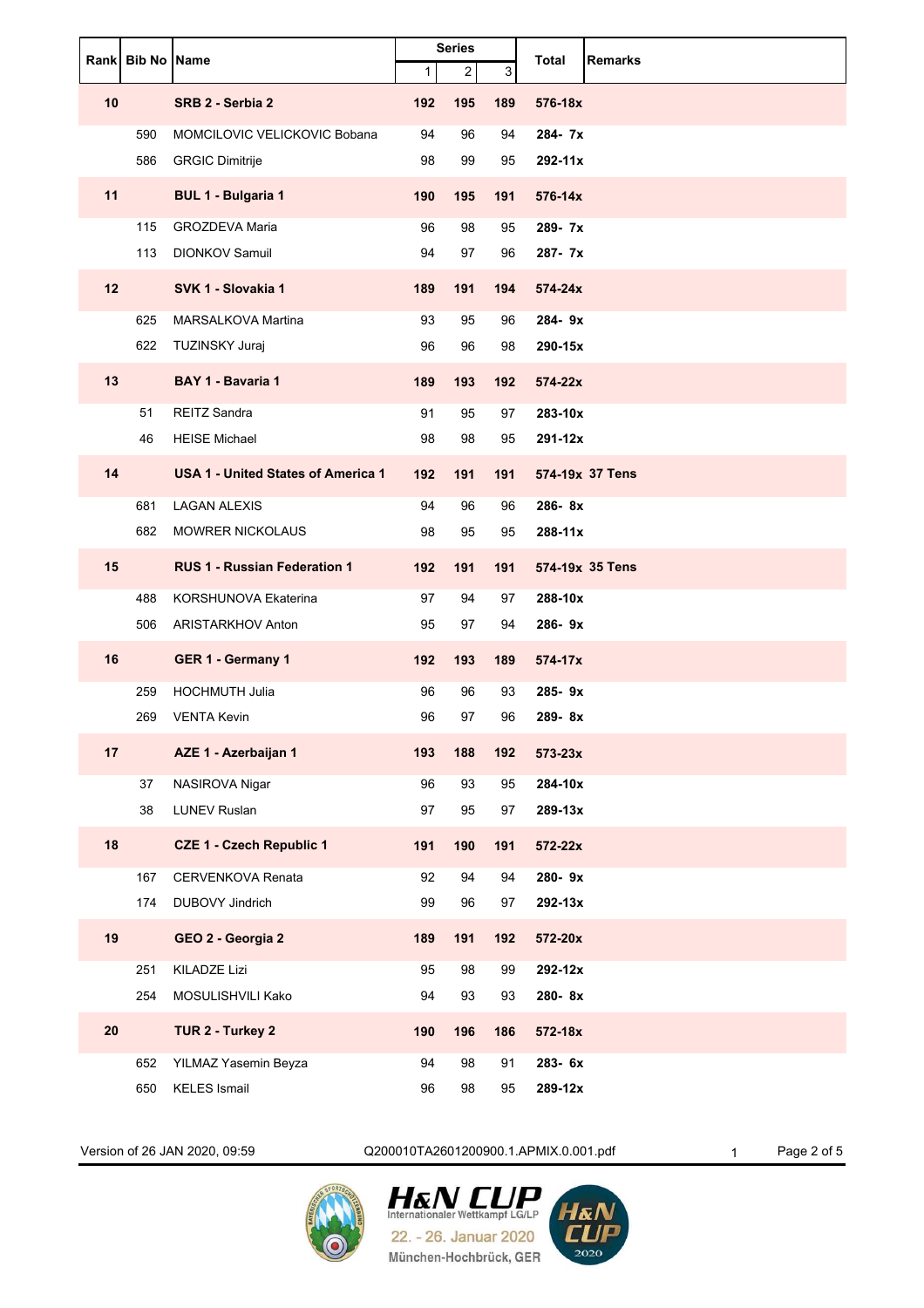| Rank | Bib No | Name | Series | | | Total | Remarks |
|---|---|---|---|---|---|---|---|
| | | | 1 | 2 | 3 | | |
| **10** | | **SRB 2 - Serbia 2** | **192** | **195** | **189** | **576-18x** | |
| | 590 | MOMCILOVIC VELICKOVIC Bobana | 94 | 96 | 94 | **284- 7x** | |
| | 586 | GRGIC Dimitrije | 98 | 99 | 95 | **292-11x** | |
| **11** | | **BUL 1 - Bulgaria 1** | **190** | **195** | **191** | **576-14x** | |
| | 115 | GROZDEVA Maria | 96 | 98 | 95 | **289- 7x** | |
| | 113 | DIONKOV Samuil | 94 | 97 | 96 | **287- 7x** | |
| **12** | | **SVK 1 - Slovakia 1** | **189** | **191** | **194** | **574-24x** | |
| | 625 | MARSALKOVA Martina | 93 | 95 | 96 | **284- 9x** | |
| | 622 | TUZINSKY Juraj | 96 | 96 | 98 | **290-15x** | |
| **13** | | **BAY 1 - Bavaria 1** | **189** | **193** | **192** | **574-22x** | |
| | 51 | REITZ Sandra | 91 | 95 | 97 | **283-10x** | |
| | 46 | HEISE Michael | 98 | 98 | 95 | **291-12x** | |
| **14** | | **USA 1 - United States of America 1** | **192** | **191** | **191** | **574-19x** | **37 Tens** |
| | 681 | LAGAN ALEXIS | 94 | 96 | 96 | **286- 8x** | |
| | 682 | MOWRER NICKOLAUS | 98 | 95 | 95 | **288-11x** | |
| **15** | | **RUS 1 - Russian Federation 1** | **192** | **191** | **191** | **574-19x** | **35 Tens** |
| | 488 | KORSHUNOVA Ekaterina | 97 | 94 | 97 | **288-10x** | |
| | 506 | ARISTARKHOV Anton | 95 | 97 | 94 | **286- 9x** | |
| **16** | | **GER 1 - Germany 1** | **192** | **193** | **189** | **574-17x** | |
| | 259 | HOCHMUTH Julia | 96 | 96 | 93 | **285- 9x** | |
| | 269 | VENTA Kevin | 96 | 97 | 96 | **289- 8x** | |
| **17** | | **AZE 1 - Azerbaijan 1** | **193** | **188** | **192** | **573-23x** | |
| | 37 | NASIROVA Nigar | 96 | 93 | 95 | **284-10x** | |
| | 38 | LUNEV Ruslan | 97 | 95 | 97 | **289-13x** | |
| **18** | | **CZE 1 - Czech Republic 1** | **191** | **190** | **191** | **572-22x** | |
| | 167 | CERVENKOVA Renata | 92 | 94 | 94 | **280- 9x** | |
| | 174 | DUBOVY Jindrich | 99 | 96 | 97 | **292-13x** | |
| **19** | | **GEO 2 - Georgia 2** | **189** | **191** | **192** | **572-20x** | |
| | 251 | KILADZE Lizi | 95 | 98 | 99 | **292-12x** | |
| | 254 | MOSULISHVILI Kako | 94 | 93 | 93 | **280- 8x** | |
| **20** | | **TUR 2 - Turkey 2** | **190** | **196** | **186** | **572-18x** | |
| | 652 | YILMAZ Yasemin Beyza | 94 | 98 | 91 | **283- 6x** | |
| | 650 | KELES Ismail | 96 | 98 | 95 | **289-12x** | |

Version of 26 JAN 2020, 09:59    Q200010TA2601200900.1.APMIX.0.001.pdf    1

H&N CUP Internationaler Wettkampf LG/LP
22. - 26. Januar 2020
München-Hochbrück, GER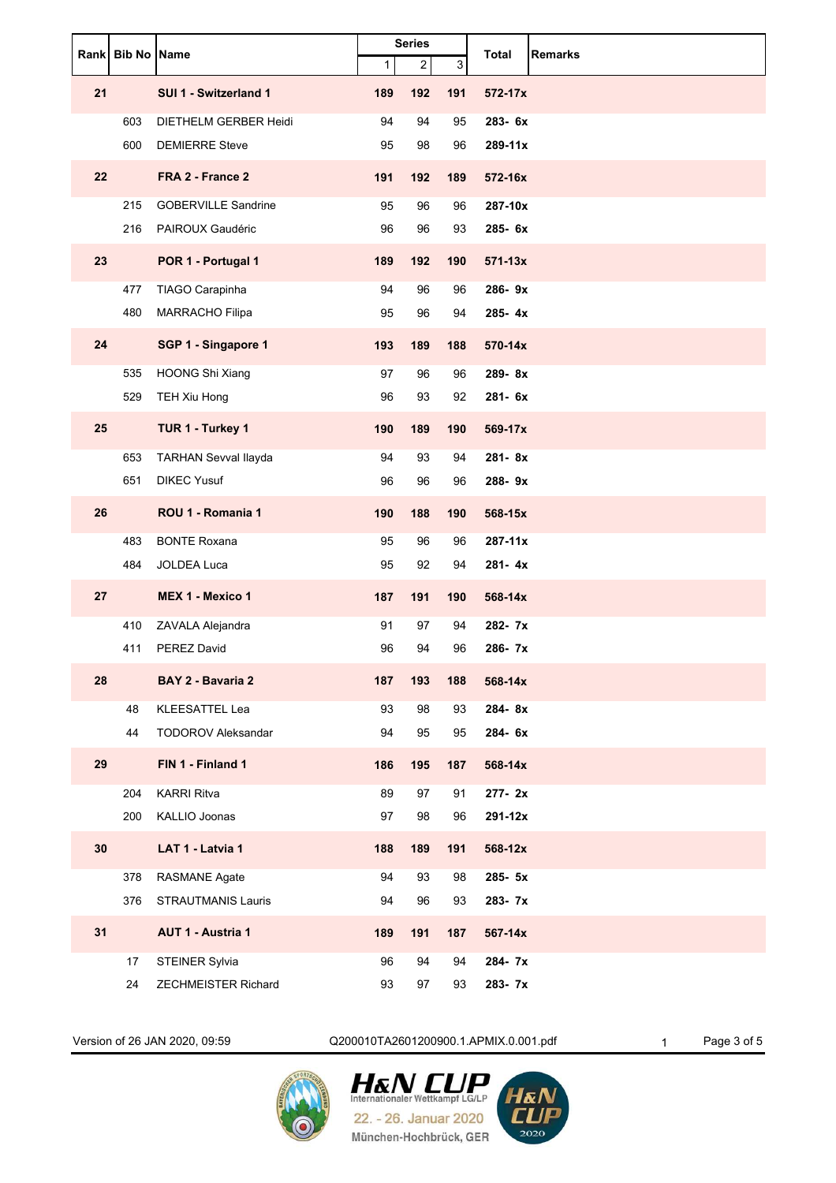| Rank | Bib No | Name | Series | | | Total | Remarks |
|---|---|---|---|---|---|---|---|
| | | | 1 | 2 | 3 | | |
| **21** | | **SUI 1 - Switzerland 1** | **189** | **192** | **191** | **572-17x** | |
| | 603 | DIETHELM GERBER Heidi | 94 | 94 | 95 | **283- 6x** | |
| | 600 | DEMIERRE Steve | 95 | 98 | 96 | **289-11x** | |
| **22** | | **FRA 2 - France 2** | **191** | **192** | **189** | **572-16x** | |
| | 215 | GOBERVILLE Sandrine | 95 | 96 | 96 | **287-10x** | |
| | 216 | PAIROUX Gaudéric | 96 | 96 | 93 | **285- 6x** | |
| **23** | | **POR 1 - Portugal 1** | **189** | **192** | **190** | **571-13x** | |
| | 477 | TIAGO Carapinha | 94 | 96 | 96 | **286- 9x** | |
| | 480 | MARRACHO Filipa | 95 | 96 | 94 | **285- 4x** | |
| **24** | | **SGP 1 - Singapore 1** | **193** | **189** | **188** | **570-14x** | |
| | 535 | HOONG Shi Xiang | 97 | 96 | 96 | **289- 8x** | |
| | 529 | TEH Xiu Hong | 96 | 93 | 92 | **281- 6x** | |
| **25** | | **TUR 1 - Turkey 1** | **190** | **189** | **190** | **569-17x** | |
| | 653 | TARHAN Sevval Ilayda | 94 | 93 | 94 | **281- 8x** | |
| | 651 | DIKEC Yusuf | 96 | 96 | 96 | **288- 9x** | |
| **26** | | **ROU 1 - Romania 1** | **190** | **188** | **190** | **568-15x** | |
| | 483 | BONTE Roxana | 95 | 96 | 96 | **287-11x** | |
| | 484 | JOLDEA Luca | 95 | 92 | 94 | **281- 4x** | |
| **27** | | **MEX 1 - Mexico 1** | **187** | **191** | **190** | **568-14x** | |
| | 410 | ZAVALA Alejandra | 91 | 97 | 94 | **282- 7x** | |
| | 411 | PEREZ David | 96 | 94 | 96 | **286- 7x** | |
| **28** | | **BAY 2 - Bavaria 2** | **187** | **193** | **188** | **568-14x** | |
| | 48 | KLEESATTEL Lea | 93 | 98 | 93 | **284- 8x** | |
| | 44 | TODOROV Aleksandar | 94 | 95 | 95 | **284- 6x** | |
| **29** | | **FIN 1 - Finland 1** | **186** | **195** | **187** | **568-14x** | |
| | 204 | KARRI Ritva | 89 | 97 | 91 | **277- 2x** | |
| | 200 | KALLIO Joonas | 97 | 98 | 96 | **291-12x** | |
| **30** | | **LAT 1 - Latvia 1** | **188** | **189** | **191** | **568-12x** | |
| | 378 | RASMANE Agate | 94 | 93 | 98 | **285- 5x** | |
| | 376 | STRAUTMANIS Lauris | 94 | 96 | 93 | **283- 7x** | |
| **31** | | **AUT 1 - Austria 1** | **189** | **191** | **187** | **567-14x** | |
| | 17 | STEINER Sylvia | 96 | 94 | 94 | **284- 7x** | |
| | 24 | ZECHMEISTER Richard | 93 | 97 | 93 | **283- 7x** | |

Version of 26 JAN 2020, 09:59 Q200010TA2601200900.1.APMIX.0.001.pdf 1

H&N CUP Internationaler Wettkampf LG/LP 22. - 26. Januar 2020 München-Hochbrück, GER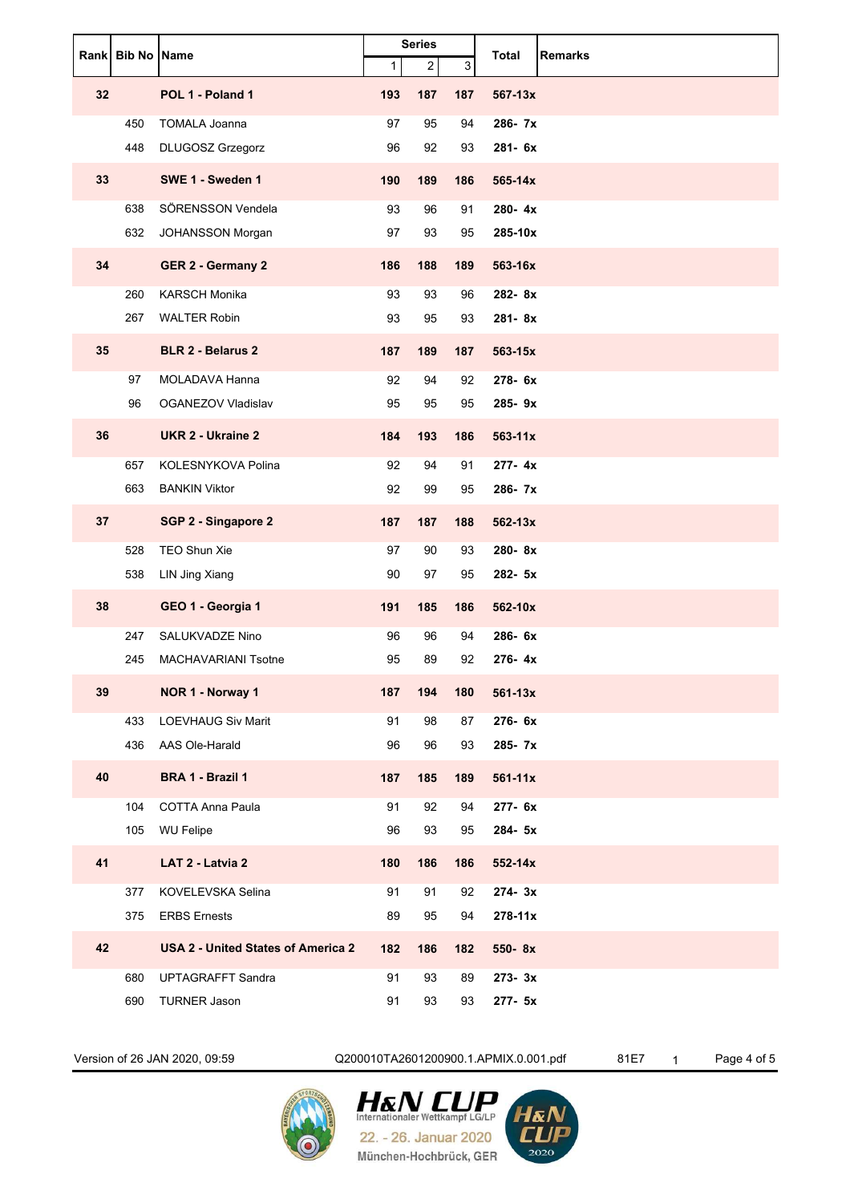| Rank | Bib No | Name | Series 1 | Series 2 | Series 3 | Total | Remarks |
|---|---|---|---|---|---|---|---|
| **32** | | **POL 1 - Poland 1** | **193** | **187** | **187** | **567-13x** | |
| | 450 | TOMALA Joanna | 97 | 95 | 94 | **286- 7x** | |
| | 448 | DLUGOSZ Grzegorz | 96 | 92 | 93 | **281- 6x** | |
| **33** | | **SWE 1 - Sweden 1** | **190** | **189** | **186** | **565-14x** | |
| | 638 | SÖRENSSON Vendela | 93 | 96 | 91 | **280- 4x** | |
| | 632 | JOHANSSON Morgan | 97 | 93 | 95 | **285-10x** | |
| **34** | | **GER 2 - Germany 2** | **186** | **188** | **189** | **563-16x** | |
| | 260 | KARSCH Monika | 93 | 93 | 96 | **282- 8x** | |
| | 267 | WALTER Robin | 93 | 95 | 93 | **281- 8x** | |
| **35** | | **BLR 2 - Belarus 2** | **187** | **189** | **187** | **563-15x** | |
| | 97 | MOLADAVA Hanna | 92 | 94 | 92 | **278- 6x** | |
| | 96 | OGANEZOV Vladislav | 95 | 95 | 95 | **285- 9x** | |
| **36** | | **UKR 2 - Ukraine 2** | **184** | **193** | **186** | **563-11x** | |
| | 657 | KOLESNYKOVA Polina | 92 | 94 | 91 | **277- 4x** | |
| | 663 | BANKIN Viktor | 92 | 99 | 95 | **286- 7x** | |
| **37** | | **SGP 2 - Singapore 2** | **187** | **187** | **188** | **562-13x** | |
| | 528 | TEO Shun Xie | 97 | 90 | 93 | **280- 8x** | |
| | 538 | LIN Jing Xiang | 90 | 97 | 95 | **282- 5x** | |
| **38** | | **GEO 1 - Georgia 1** | **191** | **185** | **186** | **562-10x** | |
| | 247 | SALUKVADZE Nino | 96 | 96 | 94 | **286- 6x** | |
| | 245 | MACHAVARIANI Tsotne | 95 | 89 | 92 | **276- 4x** | |
| **39** | | **NOR 1 - Norway 1** | **187** | **194** | **180** | **561-13x** | |
| | 433 | LOEVHAUG Siv Marit | 91 | 98 | 87 | **276- 6x** | |
| | 436 | AAS Ole-Harald | 96 | 96 | 93 | **285- 7x** | |
| **40** | | **BRA 1 - Brazil 1** | **187** | **185** | **189** | **561-11x** | |
| | 104 | COTTA Anna Paula | 91 | 92 | 94 | **277- 6x** | |
| | 105 | WU Felipe | 96 | 93 | 95 | **284- 5x** | |
| **41** | | **LAT 2 - Latvia 2** | **180** | **186** | **186** | **552-14x** | |
| | 377 | KOVELEVSKA Selina | 91 | 91 | 92 | **274- 3x** | |
| | 375 | ERBS Ernests | 89 | 95 | 94 | **278-11x** | |
| **42** | | **USA 2 - United States of America 2** | **182** | **186** | **182** | **550- 8x** | |
| | 680 | UPTAGRAFFT Sandra | 91 | 93 | 89 | **273- 3x** | |
| | 690 | TURNER Jason | 91 | 93 | 93 | **277- 5x** | |

Version of 26 JAN 2020, 09:59 Q200010TA2601200900.1.APMIX.0.001.pdf 81E7 1

H&N CUP Internationaler Wettkampf LG/LP
22. - 26. Januar 2020
München-Hochbrück, GER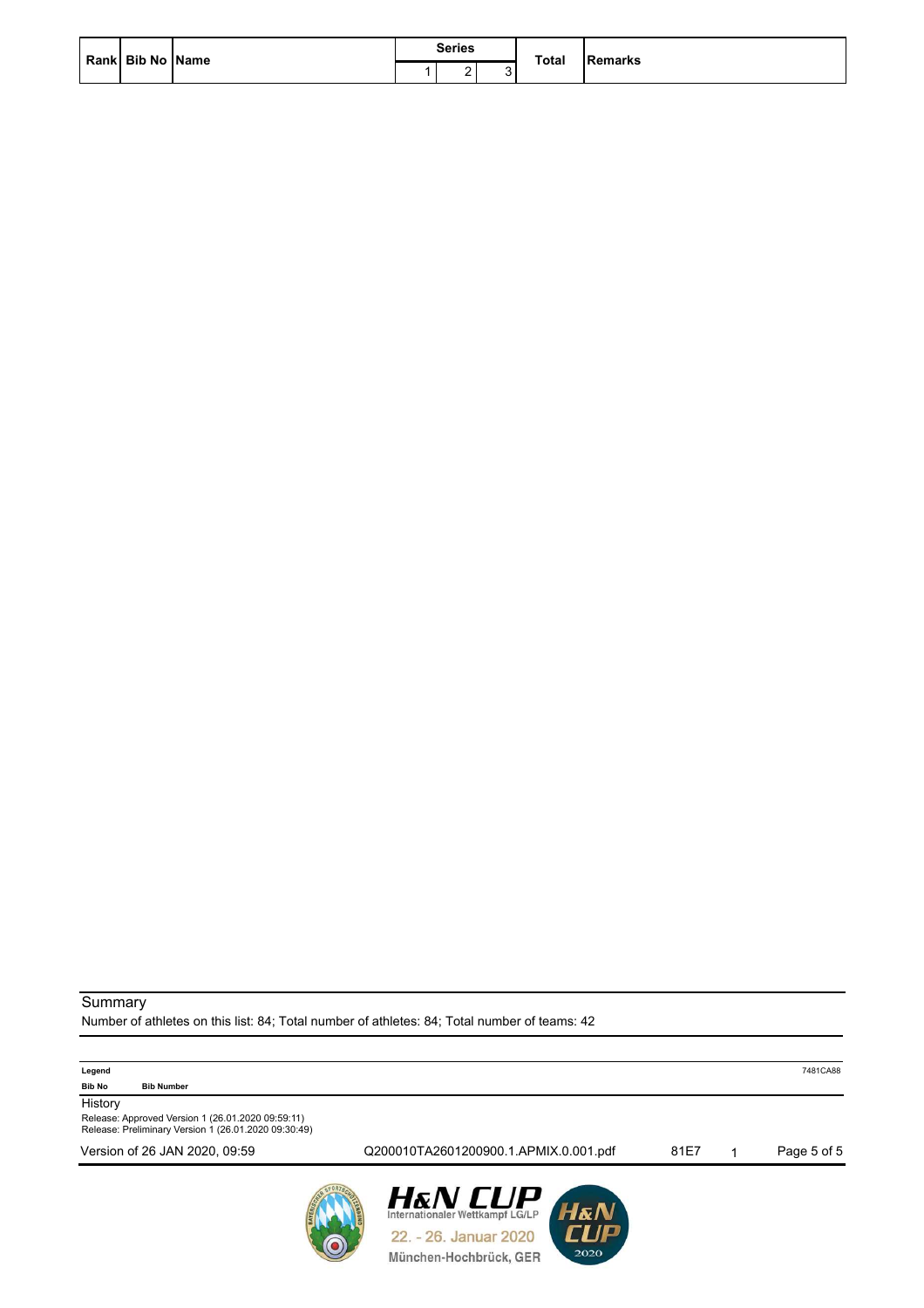| Rank | Bib No | Name | Series | | | Total | Remarks |
|---|---|---|---|---|---|---|---|
| | | | 1 | 2 | 3 | | |

Summary

Number of athletes on this list: 84; Total number of athletes: 84; Total number of teams: 42

**Legend**

**Bib No** Bib Number

History

Release: Approved Version 1 (26.01.2020 09:59:11)
Release: Preliminary Version 1 (26.01.2020 09:30:49)

Version of 26 JAN 2020, 09:59 Q200010TA2601200900.1.APMIX.0.001.pdf 81E7 1

H&N CUP Internationaler Wettkampf LG/LP
22. - 26. Januar 2020
München-Hochbrück, GER